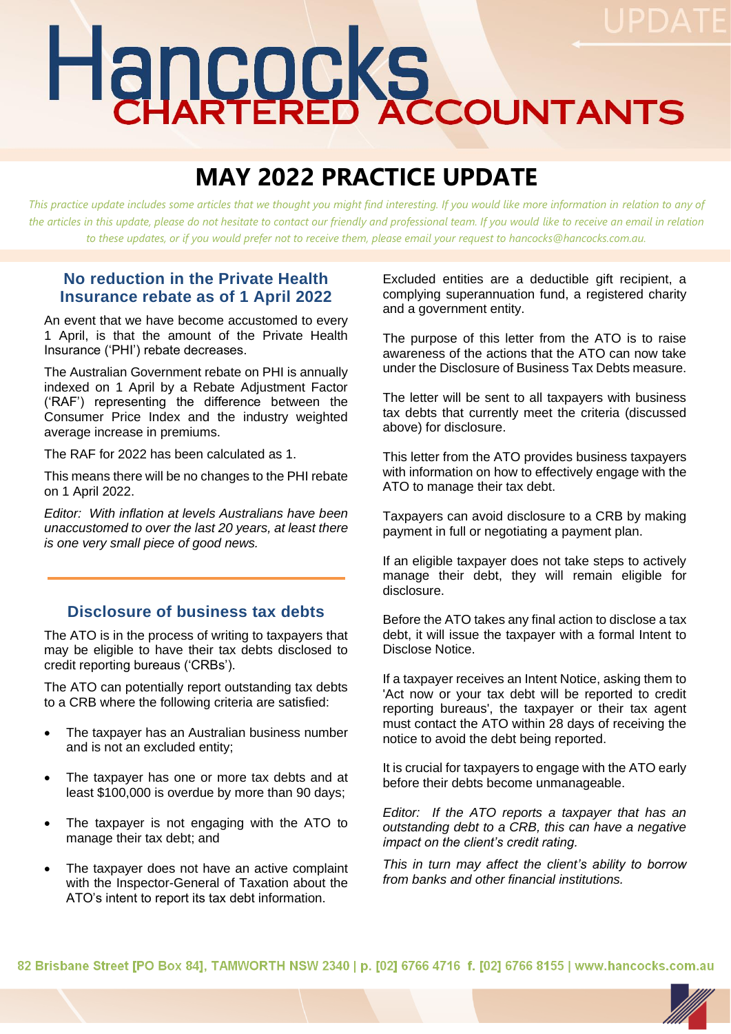# Hancocks CHARTERED ACCOUNTANTS

UPDATE

# MAY 2022 PRACTICE UPDATE

*This practice update includes some articles that we thought you might find interesting. If you would like more information in relation to any of the articles in this update, please do not hesitate to contact our friendly and professional team. If you would like to receive an email in relation to these updates, or if you would prefer not to receive them, please email your request to hancocks@hancocks.com.au.*

## No reduction in the Private Health Insurance rebate as of 1 April 2022

An event that we have become accustomed to every 1 April, is that the amount of the Private Health Insurance ('PHI') rebate decreases.

The Australian Government rebate on PHI is annually indexed on 1 April by a Rebate Adjustment Factor ('RAF') representing the difference between the Consumer Price Index and the industry weighted average increase in premiums.

The RAF for 2022 has been calculated as 1.

This means there will be no changes to the PHI rebate on 1 April 2022.

*Editor: With inflation at levels Australians have been unaccustomed to over the last 20 years, at least there is one very small piece of good news.*

## Disclosure of business tax debts

The ATO is in the process of writing to taxpayers that may be eligible to have their tax debts disclosed to credit reporting bureaus ('CRBs').

The ATO can potentially report outstanding tax debts to a CRB where the following criteria are satisfied:

- The taxpayer has an Australian business number and is not an excluded entity;
- The taxpayer has one or more tax debts and at least $100,000 is overdue by more than 90 days;
- The taxpayer is not engaging with the ATO to manage their tax debt; and
- The taxpayer does not have an active complaint with the Inspector-General of Taxation about the ATO's intent to report its tax debt information.

Excluded entities are a deductible gift recipient, a complying superannuation fund, a registered charity and a government entity.

The purpose of this letter from the ATO is to raise awareness of the actions that the ATO can now take under the Disclosure of Business Tax Debts measure.

The letter will be sent to all taxpayers with business tax debts that currently meet the criteria (discussed above) for disclosure.

This letter from the ATO provides business taxpayers with information on how to effectively engage with the ATO to manage their tax debt.

Taxpayers can avoid disclosure to a CRB by making payment in full or negotiating a payment plan.

If an eligible taxpayer does not take steps to actively manage their debt, they will remain eligible for disclosure.

Before the ATO takes any final action to disclose a tax debt, it will issue the taxpayer with a formal Intent to Disclose Notice.

If a taxpayer receives an Intent Notice, asking them to 'Act now or your tax debt will be reported to credit reporting bureaus', the taxpayer or their tax agent must contact the ATO within 28 days of receiving the notice to avoid the debt being reported.

It is crucial for taxpayers to engage with the ATO early before their debts become unmanageable.

*Editor: If the ATO reports a taxpayer that has an outstanding debt to a CRB, this can have a negative impact on the client's credit rating.*

*This in turn may affect the client's ability to borrow from banks and other financial institutions.*

82 Brisbane Street [PO Box 84], TAMWORTH NSW 2340 | p. [02] 6766 4716 f. [02] 6766 8155 | www.hancocks.com.au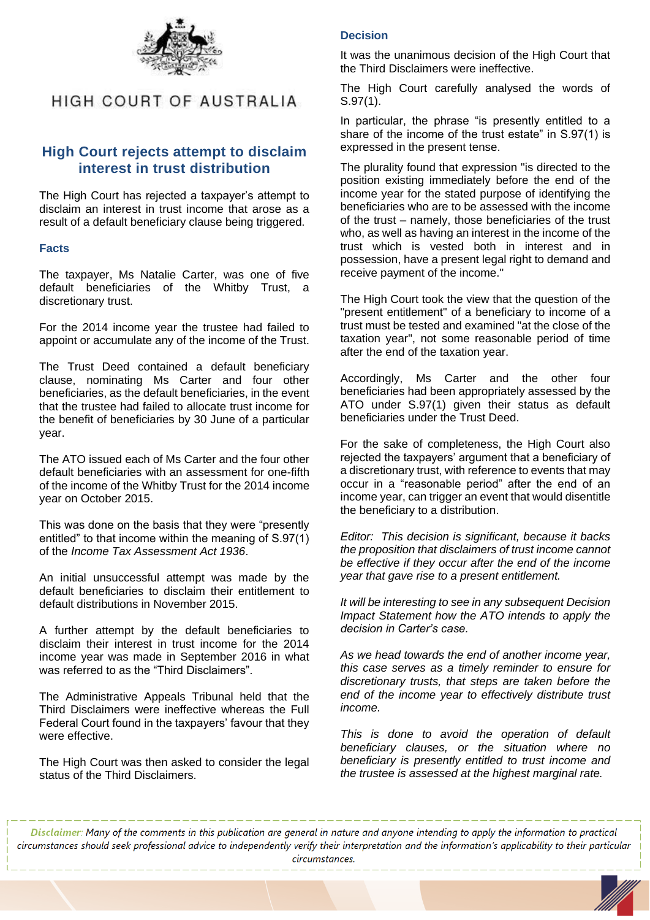HIGH COURT OF AUSTRALIA

## High Court rejects attempt to disclaim interest in trust distribution

The High Court has rejected a taxpayer's attempt to disclaim an interest in trust income that arose as a result of a default beneficiary clause being triggered.

### Facts

The taxpayer, Ms Natalie Carter, was one of five default beneficiaries of the Whitby Trust, a discretionary trust.

For the 2014 income year the trustee had failed to appoint or accumulate any of the income of the Trust.

The Trust Deed contained a default beneficiary clause, nominating Ms Carter and four other beneficiaries, as the default beneficiaries, in the event that the trustee had failed to allocate trust income for the benefit of beneficiaries by 30 June of a particular year.

The ATO issued each of Ms Carter and the four other default beneficiaries with an assessment for one-fifth of the income of the Whitby Trust for the 2014 income year on October 2015.

This was done on the basis that they were "presently entitled" to that income within the meaning of S.97(1) of the *Income Tax Assessment Act 1936*.

An initial unsuccessful attempt was made by the default beneficiaries to disclaim their entitlement to default distributions in November 2015.

A further attempt by the default beneficiaries to disclaim their interest in trust income for the 2014 income year was made in September 2016 in what was referred to as the "Third Disclaimers".

The Administrative Appeals Tribunal held that the Third Disclaimers were ineffective whereas the Full Federal Court found in the taxpayers' favour that they were effective.

The High Court was then asked to consider the legal status of the Third Disclaimers.

### Decision

It was the unanimous decision of the High Court that the Third Disclaimers were ineffective.

The High Court carefully analysed the words of S.97(1).

In particular, the phrase "is presently entitled to a share of the income of the trust estate" in S.97(1) is expressed in the present tense.

The plurality found that expression "is directed to the position existing immediately before the end of the income year for the stated purpose of identifying the beneficiaries who are to be assessed with the income of the trust – namely, those beneficiaries of the trust who, as well as having an interest in the income of the trust which is vested both in interest and in possession, have a present legal right to demand and receive payment of the income."

The High Court took the view that the question of the "present entitlement" of a beneficiary to income of a trust must be tested and examined "at the close of the taxation year", not some reasonable period of time after the end of the taxation year.

Accordingly, Ms Carter and the other four beneficiaries had been appropriately assessed by the ATO under S.97(1) given their status as default beneficiaries under the Trust Deed.

For the sake of completeness, the High Court also rejected the taxpayers' argument that a beneficiary of a discretionary trust, with reference to events that may occur in a "reasonable period" after the end of an income year, can trigger an event that would disentitle the beneficiary to a distribution.

*Editor: This decision is significant, because it backs the proposition that disclaimers of trust income cannot be effective if they occur after the end of the income year that gave rise to a present entitlement.*

*It will be interesting to see in any subsequent Decision Impact Statement how the ATO intends to apply the decision in Carter's case.*

*As we head towards the end of another income year, this case serves as a timely reminder to ensure for discretionary trusts, that steps are taken before the end of the income year to effectively distribute trust income.*

*This is done to avoid the operation of default beneficiary clauses, or the situation where no beneficiary is presently entitled to trust income and the trustee is assessed at the highest marginal rate.*

*Disclaimer: Many of the comments in this publication are general in nature and anyone intending to apply the information to practical circumstances should seek professional advice to independently verify their interpretation and the information's applicability to their particular circumstances.*